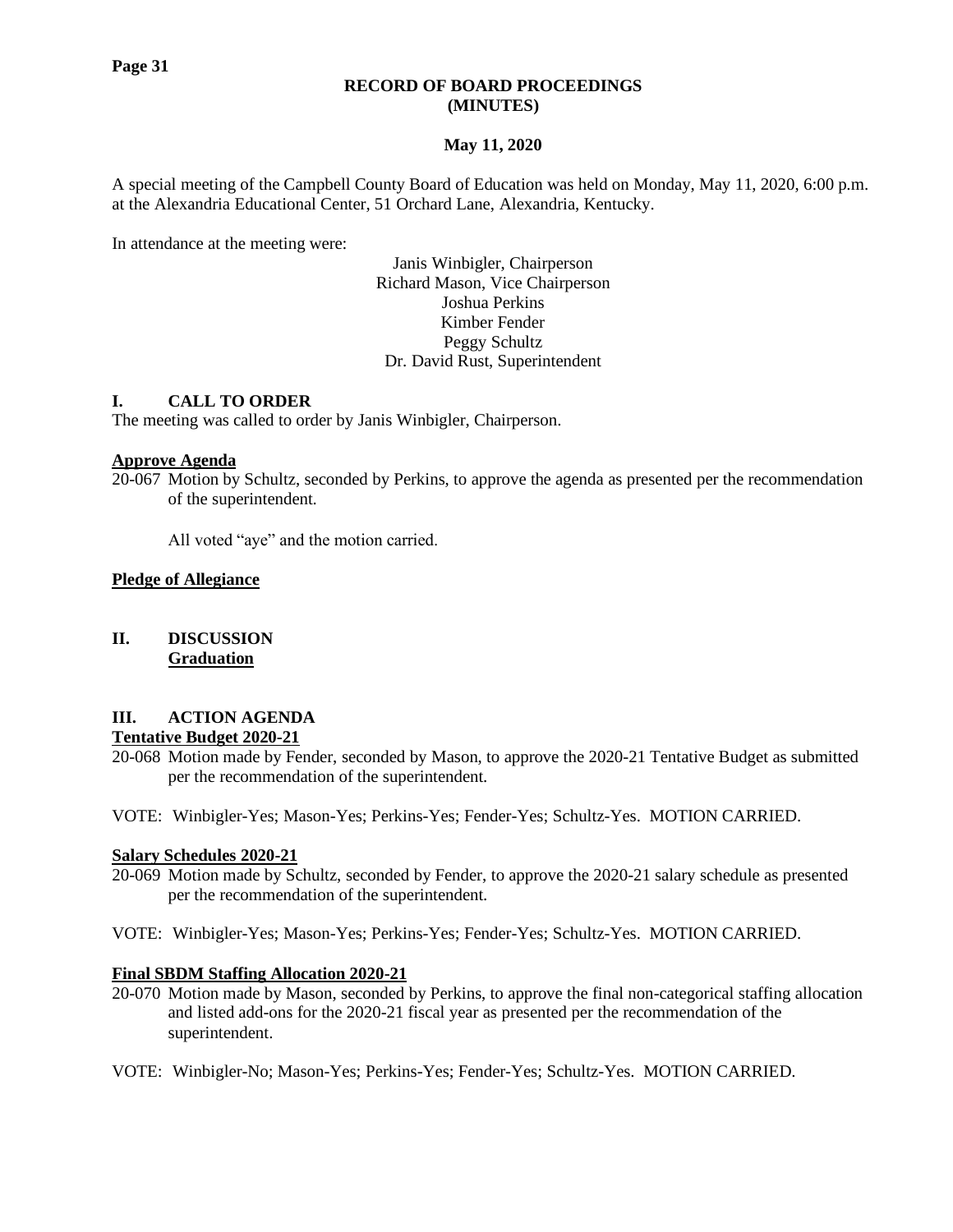# RECORD OF BOARD PROCEEDINGS
# (MINUTES)

**May 11, 2020**

A special meeting of the Campbell County Board of Education was held on Monday, May 11, 2020, 6:00 p.m. at the Alexandria Educational Center, 51 Orchard Lane, Alexandria, Kentucky.

In attendance at the meeting were:

Janis Winbigler, Chairperson
Richard Mason, Vice Chairperson
Joshua Perkins
Kimber Fender
Peggy Schultz
Dr. David Rust, Superintendent

## I. CALL TO ORDER

The meeting was called to order by Janis Winbigler, Chairperson.

**Approve Agenda**

20-067 Motion by Schultz, seconded by Perkins, to approve the agenda as presented per the recommendation of the superintendent.

All voted "aye" and the motion carried.

**Pledge of Allegiance**

## II. DISCUSSION

**Graduation**

## III. ACTION AGENDA

**Tentative Budget 2020-21**

20-068 Motion made by Fender, seconded by Mason, to approve the 2020-21 Tentative Budget as submitted per the recommendation of the superintendent.

VOTE: Winbigler-Yes; Mason-Yes; Perkins-Yes; Fender-Yes; Schultz-Yes. MOTION CARRIED.

**Salary Schedules 2020-21**

20-069 Motion made by Schultz, seconded by Fender, to approve the 2020-21 salary schedule as presented per the recommendation of the superintendent.

VOTE: Winbigler-Yes; Mason-Yes; Perkins-Yes; Fender-Yes; Schultz-Yes. MOTION CARRIED.

**Final SBDM Staffing Allocation 2020-21**

20-070 Motion made by Mason, seconded by Perkins, to approve the final non-categorical staffing allocation and listed add-ons for the 2020-21 fiscal year as presented per the recommendation of the superintendent.

VOTE: Winbigler-No; Mason-Yes; Perkins-Yes; Fender-Yes; Schultz-Yes. MOTION CARRIED.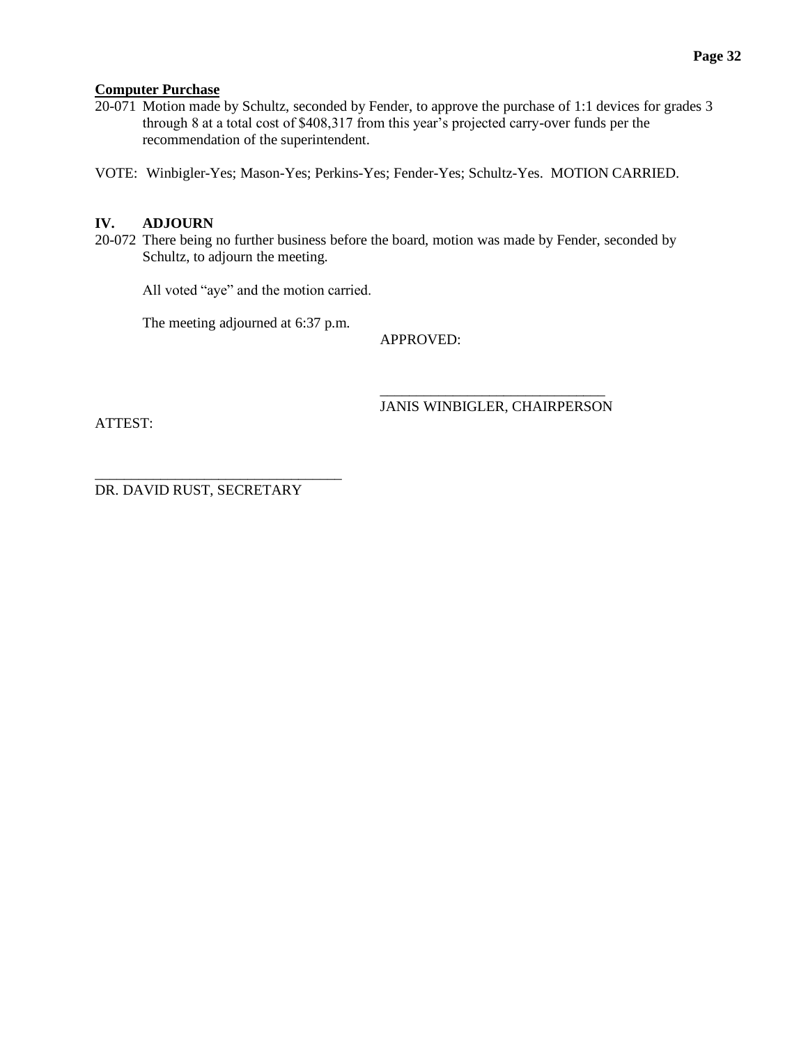**Computer Purchase**

20-071 Motion made by Schultz, seconded by Fender, to approve the purchase of 1:1 devices for grades 3 through 8 at a total cost of $408,317 from this year's projected carry-over funds per the recommendation of the superintendent.

VOTE: Winbigler-Yes; Mason-Yes; Perkins-Yes; Fender-Yes; Schultz-Yes. MOTION CARRIED.

## IV. ADJOURN

20-072 There being no further business before the board, motion was made by Fender, seconded by Schultz, to adjourn the meeting.

All voted "aye" and the motion carried.

The meeting adjourned at 6:37 p.m.

APPROVED:

______________________________
JANIS WINBIGLER, CHAIRPERSON

ATTEST:

_________________________________
DR. DAVID RUST, SECRETARY